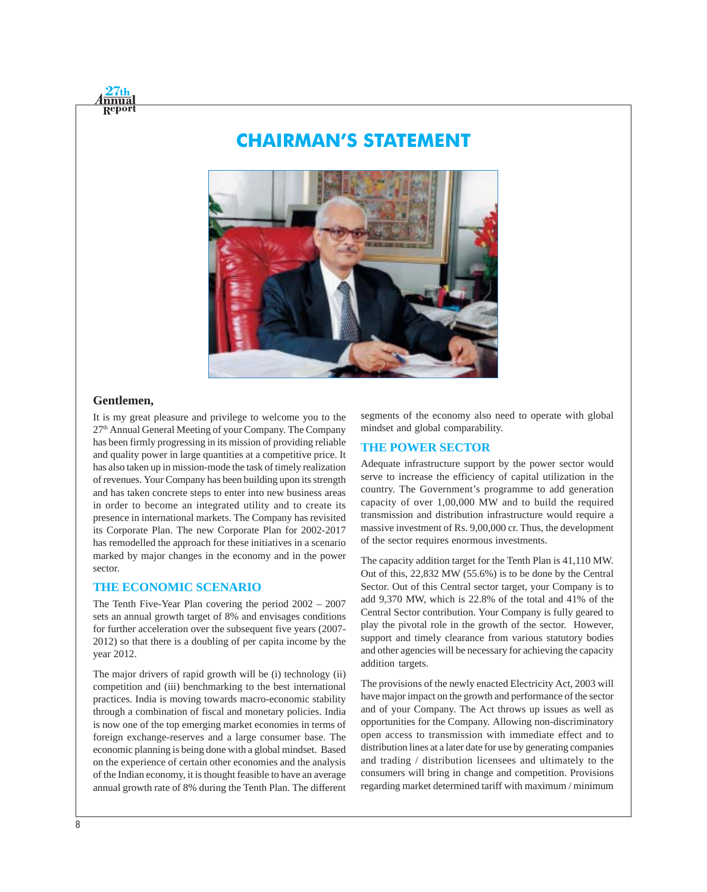# CHAIRMAN'S STATEMENT

**Gentlemen,**

It is my great pleasure and privilege to welcome you to the 27th Annual General Meeting of your Company. The Company has been firmly progressing in its mission of providing reliable and quality power in large quantities at a competitive price. It has also taken up in mission-mode the task of timely realization of revenues. Your Company has been building upon its strength and has taken concrete steps to enter into new business areas in order to become an integrated utility and to create its presence in international markets. The Company has revisited its Corporate Plan. The new Corporate Plan for 2002-2017 has remodelled the approach for these initiatives in a scenario marked by major changes in the economy and in the power sector.

## THE ECONOMIC SCENARIO

The Tenth Five-Year Plan covering the period 2002 – 2007 sets an annual growth target of 8% and envisages conditions for further acceleration over the subsequent five years (2007-2012) so that there is a doubling of per capita income by the year 2012.

The major drivers of rapid growth will be (i) technology (ii) competition and (iii) benchmarking to the best international practices. India is moving towards macro-economic stability through a combination of fiscal and monetary policies. India is now one of the top emerging market economies in terms of foreign exchange-reserves and a large consumer base. The economic planning is being done with a global mindset. Based on the experience of certain other economies and the analysis of the Indian economy, it is thought feasible to have an average annual growth rate of 8% during the Tenth Plan. The different segments of the economy also need to operate with global mindset and global comparability.

## THE POWER SECTOR

Adequate infrastructure support by the power sector would serve to increase the efficiency of capital utilization in the country. The Government's programme to add generation capacity of over 1,00,000 MW and to build the required transmission and distribution infrastructure would require a massive investment of Rs. 9,00,000 cr. Thus, the development of the sector requires enormous investments.

The capacity addition target for the Tenth Plan is 41,110 MW. Out of this, 22,832 MW (55.6%) is to be done by the Central Sector. Out of this Central sector target, your Company is to add 9,370 MW, which is 22.8% of the total and 41% of the Central Sector contribution. Your Company is fully geared to play the pivotal role in the growth of the sector. However, support and timely clearance from various statutory bodies and other agencies will be necessary for achieving the capacity addition targets.

The provisions of the newly enacted Electricity Act, 2003 will have major impact on the growth and performance of the sector and of your Company. The Act throws up issues as well as opportunities for the Company. Allowing non-discriminatory open access to transmission with immediate effect and to distribution lines at a later date for use by generating companies and trading / distribution licensees and ultimately to the consumers will bring in change and competition. Provisions regarding market determined tariff with maximum / minimum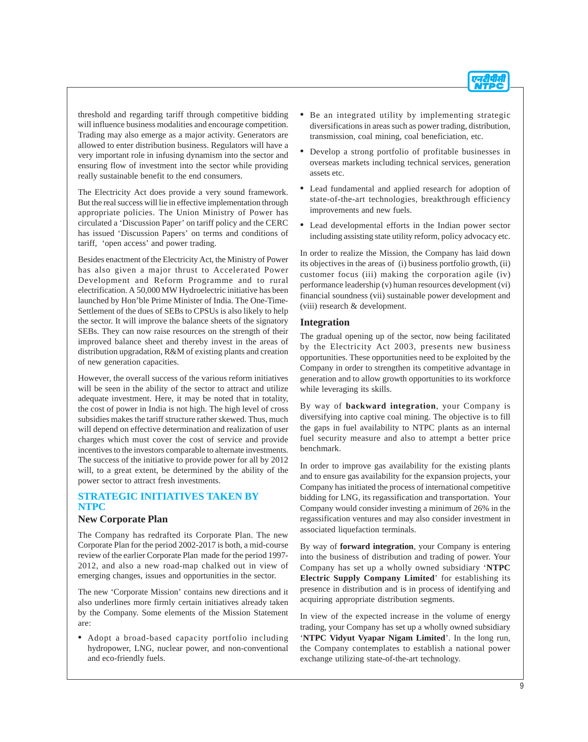threshold and regarding tariff through competitive bidding will influence business modalities and encourage competition. Trading may also emerge as a major activity. Generators are allowed to enter distribution business. Regulators will have a very important role in infusing dynamism into the sector and ensuring flow of investment into the sector while providing really sustainable benefit to the end consumers.

The Electricity Act does provide a very sound framework. But the real success will lie in effective implementation through appropriate policies. The Union Ministry of Power has circulated a 'Discussion Paper' on tariff policy and the CERC has issued 'Discussion Papers' on terms and conditions of tariff, 'open access' and power trading.

Besides enactment of the Electricity Act, the Ministry of Power has also given a major thrust to Accelerated Power Development and Reform Programme and to rural electrification. A 50,000 MW Hydroelectric initiative has been launched by Hon'ble Prime Minister of India. The One-Time-Settlement of the dues of SEBs to CPSUs is also likely to help the sector. It will improve the balance sheets of the signatory SEBs. They can now raise resources on the strength of their improved balance sheet and thereby invest in the areas of distribution upgradation, R&M of existing plants and creation of new generation capacities.

However, the overall success of the various reform initiatives will be seen in the ability of the sector to attract and utilize adequate investment. Here, it may be noted that in totality, the cost of power in India is not high. The high level of cross subsidies makes the tariff structure rather skewed. Thus, much will depend on effective determination and realization of user charges which must cover the cost of service and provide incentives to the investors comparable to alternate investments. The success of the initiative to provide power for all by 2012 will, to a great extent, be determined by the ability of the power sector to attract fresh investments.

## STRATEGIC INITIATIVES TAKEN BY NTPC

### New Corporate Plan

The Company has redrafted its Corporate Plan. The new Corporate Plan for the period 2002-2017 is both, a mid-course review of the earlier Corporate Plan made for the period 1997-2012, and also a new road-map chalked out in view of emerging changes, issues and opportunities in the sector.

The new 'Corporate Mission' contains new directions and it also underlines more firmly certain initiatives already taken by the Company. Some elements of the Mission Statement are:

- Adopt a broad-based capacity portfolio including hydropower, LNG, nuclear power, and non-conventional and eco-friendly fuels.
- Be an integrated utility by implementing strategic diversifications in areas such as power trading, distribution, transmission, coal mining, coal beneficiation, etc.
- Develop a strong portfolio of profitable businesses in overseas markets including technical services, generation assets etc.
- Lead fundamental and applied research for adoption of state-of-the-art technologies, breakthrough efficiency improvements and new fuels.
- Lead developmental efforts in the Indian power sector including assisting state utility reform, policy advocacy etc.

In order to realize the Mission, the Company has laid down its objectives in the areas of (i) business portfolio growth, (ii) customer focus (iii) making the corporation agile (iv) performance leadership (v) human resources development (vi) financial soundness (vii) sustainable power development and (viii) research & development.

### Integration

The gradual opening up of the sector, now being facilitated by the Electricity Act 2003, presents new business opportunities. These opportunities need to be exploited by the Company in order to strengthen its competitive advantage in generation and to allow growth opportunities to its workforce while leveraging its skills.

By way of **backward integration**, your Company is diversifying into captive coal mining. The objective is to fill the gaps in fuel availability to NTPC plants as an internal fuel security measure and also to attempt a better price benchmark.

In order to improve gas availability for the existing plants and to ensure gas availability for the expansion projects, your Company has initiated the process of international competitive bidding for LNG, its regassification and transportation. Your Company would consider investing a minimum of 26% in the regassification ventures and may also consider investment in associated liquefaction terminals.

By way of **forward integration**, your Company is entering into the business of distribution and trading of power. Your Company has set up a wholly owned subsidiary '**NTPC Electric Supply Company Limited**' for establishing its presence in distribution and is in process of identifying and acquiring appropriate distribution segments.

In view of the expected increase in the volume of energy trading, your Company has set up a wholly owned subsidiary '**NTPC Vidyut Vyapar Nigam Limited**'. In the long run, the Company contemplates to establish a national power exchange utilizing state-of-the-art technology.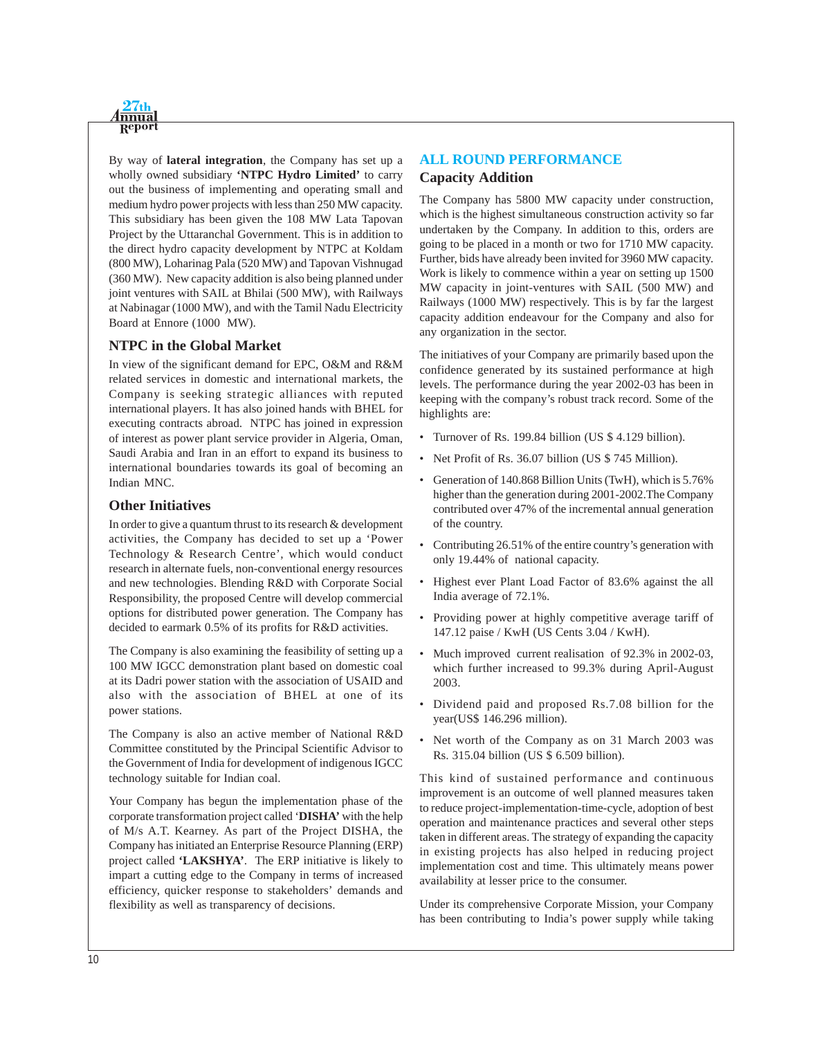By way of **lateral integration**, the Company has set up a wholly owned subsidiary **'NTPC Hydro Limited'** to carry out the business of implementing and operating small and medium hydro power projects with less than 250 MW capacity. This subsidiary has been given the 108 MW Lata Tapovan Project by the Uttaranchal Government. This is in addition to the direct hydro capacity development by NTPC at Koldam (800 MW), Loharinag Pala (520 MW) and Tapovan Vishnugad (360 MW). New capacity addition is also being planned under joint ventures with SAIL at Bhilai (500 MW), with Railways at Nabinagar (1000 MW), and with the Tamil Nadu Electricity Board at Ennore (1000 MW).

### NTPC in the Global Market

In view of the significant demand for EPC, O&M and R&M related services in domestic and international markets, the Company is seeking strategic alliances with reputed international players. It has also joined hands with BHEL for executing contracts abroad. NTPC has joined in expression of interest as power plant service provider in Algeria, Oman, Saudi Arabia and Iran in an effort to expand its business to international boundaries towards its goal of becoming an Indian MNC.

### Other Initiatives

In order to give a quantum thrust to its research & development activities, the Company has decided to set up a 'Power Technology & Research Centre', which would conduct research in alternate fuels, non-conventional energy resources and new technologies. Blending R&D with Corporate Social Responsibility, the proposed Centre will develop commercial options for distributed power generation. The Company has decided to earmark 0.5% of its profits for R&D activities.

The Company is also examining the feasibility of setting up a 100 MW IGCC demonstration plant based on domestic coal at its Dadri power station with the association of USAID and also with the association of BHEL at one of its power stations.

The Company is also an active member of National R&D Committee constituted by the Principal Scientific Advisor to the Government of India for development of indigenous IGCC technology suitable for Indian coal.

Your Company has begun the implementation phase of the corporate transformation project called '**DISHA'** with the help of M/s A.T. Kearney. As part of the Project DISHA, the Company has initiated an Enterprise Resource Planning (ERP) project called **'LAKSHYA'**. The ERP initiative is likely to impart a cutting edge to the Company in terms of increased efficiency, quicker response to stakeholders' demands and flexibility as well as transparency of decisions.

## ALL ROUND PERFORMANCE

### Capacity Addition

The Company has 5800 MW capacity under construction, which is the highest simultaneous construction activity so far undertaken by the Company. In addition to this, orders are going to be placed in a month or two for 1710 MW capacity. Further, bids have already been invited for 3960 MW capacity. Work is likely to commence within a year on setting up 1500 MW capacity in joint-ventures with SAIL (500 MW) and Railways (1000 MW) respectively. This is by far the largest capacity addition endeavour for the Company and also for any organization in the sector.

The initiatives of your Company are primarily based upon the confidence generated by its sustained performance at high levels. The performance during the year 2002-03 has been in keeping with the company's robust track record. Some of the highlights are:

- Turnover of Rs. 199.84 billion (US $ 4.129 billion).
- Net Profit of Rs. 36.07 billion (US $ 745 Million).
- Generation of 140.868 Billion Units (TwH), which is 5.76% higher than the generation during 2001-2002.The Company contributed over 47% of the incremental annual generation of the country.
- Contributing 26.51% of the entire country's generation with only 19.44% of national capacity.
- Highest ever Plant Load Factor of 83.6% against the all India average of 72.1%.
- Providing power at highly competitive average tariff of 147.12 paise / KwH (US Cents 3.04 / KwH).
- Much improved current realisation of 92.3% in 2002-03, which further increased to 99.3% during April-August 2003.
- Dividend paid and proposed Rs.7.08 billion for the year(US$ 146.296 million).
- Net worth of the Company as on 31 March 2003 was Rs. 315.04 billion (US $ 6.509 billion).

This kind of sustained performance and continuous improvement is an outcome of well planned measures taken to reduce project-implementation-time-cycle, adoption of best operation and maintenance practices and several other steps taken in different areas. The strategy of expanding the capacity in existing projects has also helped in reducing project implementation cost and time. This ultimately means power availability at lesser price to the consumer.

Under its comprehensive Corporate Mission, your Company has been contributing to India's power supply while taking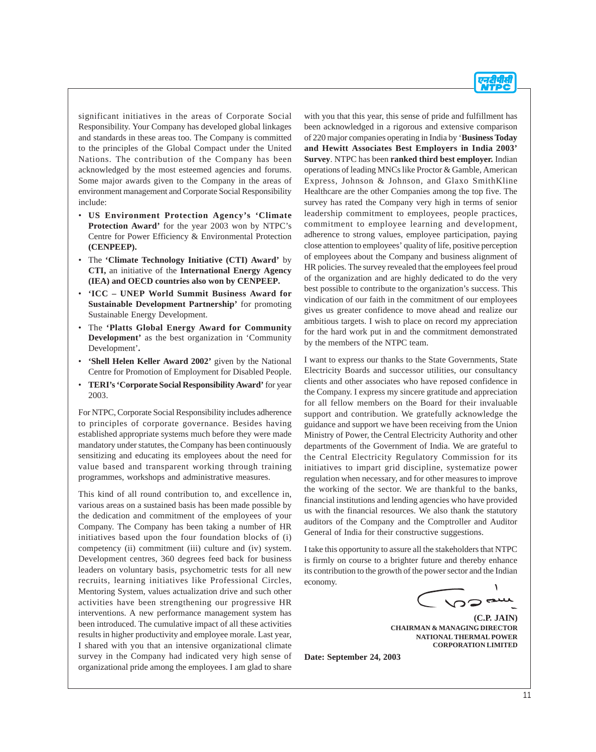significant initiatives in the areas of Corporate Social Responsibility. Your Company has developed global linkages and standards in these areas too. The Company is committed to the principles of the Global Compact under the United Nations. The contribution of the Company has been acknowledged by the most esteemed agencies and forums. Some major awards given to the Company in the areas of environment management and Corporate Social Responsibility include:

- **US Environment Protection Agency's 'Climate Protection Award'** for the year 2003 won by NTPC's Centre for Power Efficiency & Environmental Protection **(CENPEEP).**
- The **'Climate Technology Initiative (CTI) Award'** by **CTI,** an initiative of the **International Energy Agency (IEA) and OECD countries also won by CENPEEP.**
- **'ICC – UNEP World Summit Business Award for Sustainable Development Partnership'** for promoting Sustainable Energy Development.
- The **'Platts Global Energy Award for Community Development'** as the best organization in 'Community Development'**.**
- **'Shell Helen Keller Award 2002'** given by the National Centre for Promotion of Employment for Disabled People.
- **TERI's 'Corporate Social Responsibility Award'** for year 2003.

For NTPC, Corporate Social Responsibility includes adherence to principles of corporate governance. Besides having established appropriate systems much before they were made mandatory under statutes, the Company has been continuously sensitizing and educating its employees about the need for value based and transparent working through training programmes, workshops and administrative measures.

This kind of all round contribution to, and excellence in, various areas on a sustained basis has been made possible by the dedication and commitment of the employees of your Company. The Company has been taking a number of HR initiatives based upon the four foundation blocks of (i) competency (ii) commitment (iii) culture and (iv) system. Development centres, 360 degrees feed back for business leaders on voluntary basis, psychometric tests for all new recruits, learning initiatives like Professional Circles, Mentoring System, values actualization drive and such other activities have been strengthening our progressive HR interventions. A new performance management system has been introduced. The cumulative impact of all these activities results in higher productivity and employee morale. Last year, I shared with you that an intensive organizational climate survey in the Company had indicated very high sense of organizational pride among the employees. I am glad to share with you that this year, this sense of pride and fulfillment has been acknowledged in a rigorous and extensive comparison of 220 major companies operating in India by '**Business Today and Hewitt Associates Best Employers in India 2003' Survey**. NTPC has been **ranked third best employer.** Indian operations of leading MNCs like Proctor & Gamble, American Express, Johnson & Johnson, and Glaxo SmithKline Healthcare are the other Companies among the top five. The survey has rated the Company very high in terms of senior leadership commitment to employees, people practices, commitment to employee learning and development, adherence to strong values, employee participation, paying close attention to employees' quality of life, positive perception of employees about the Company and business alignment of HR policies. The survey revealed that the employees feel proud of the organization and are highly dedicated to do the very best possible to contribute to the organization's success. This vindication of our faith in the commitment of our employees gives us greater confidence to move ahead and realize our ambitious targets. I wish to place on record my appreciation for the hard work put in and the commitment demonstrated by the members of the NTPC team.

I want to express our thanks to the State Governments, State Electricity Boards and successor utilities, our consultancy clients and other associates who have reposed confidence in the Company. I express my sincere gratitude and appreciation for all fellow members on the Board for their invaluable support and contribution. We gratefully acknowledge the guidance and support we have been receiving from the Union Ministry of Power, the Central Electricity Authority and other departments of the Government of India. We are grateful to the Central Electricity Regulatory Commission for its initiatives to impart grid discipline, systematize power regulation when necessary, and for other measures to improve the working of the sector. We are thankful to the banks, financial institutions and lending agencies who have provided us with the financial resources. We also thank the statutory auditors of the Company and the Comptroller and Auditor General of India for their constructive suggestions.

I take this opportunity to assure all the stakeholders that NTPC is firmly on course to a brighter future and thereby enhance its contribution to the growth of the power sector and the Indian economy.

**(C.P. JAIN)**
**CHAIRMAN & MANAGING DIRECTOR**
**NATIONAL THERMAL POWER CORPORATION LIMITED**

**Date: September 24, 2003**